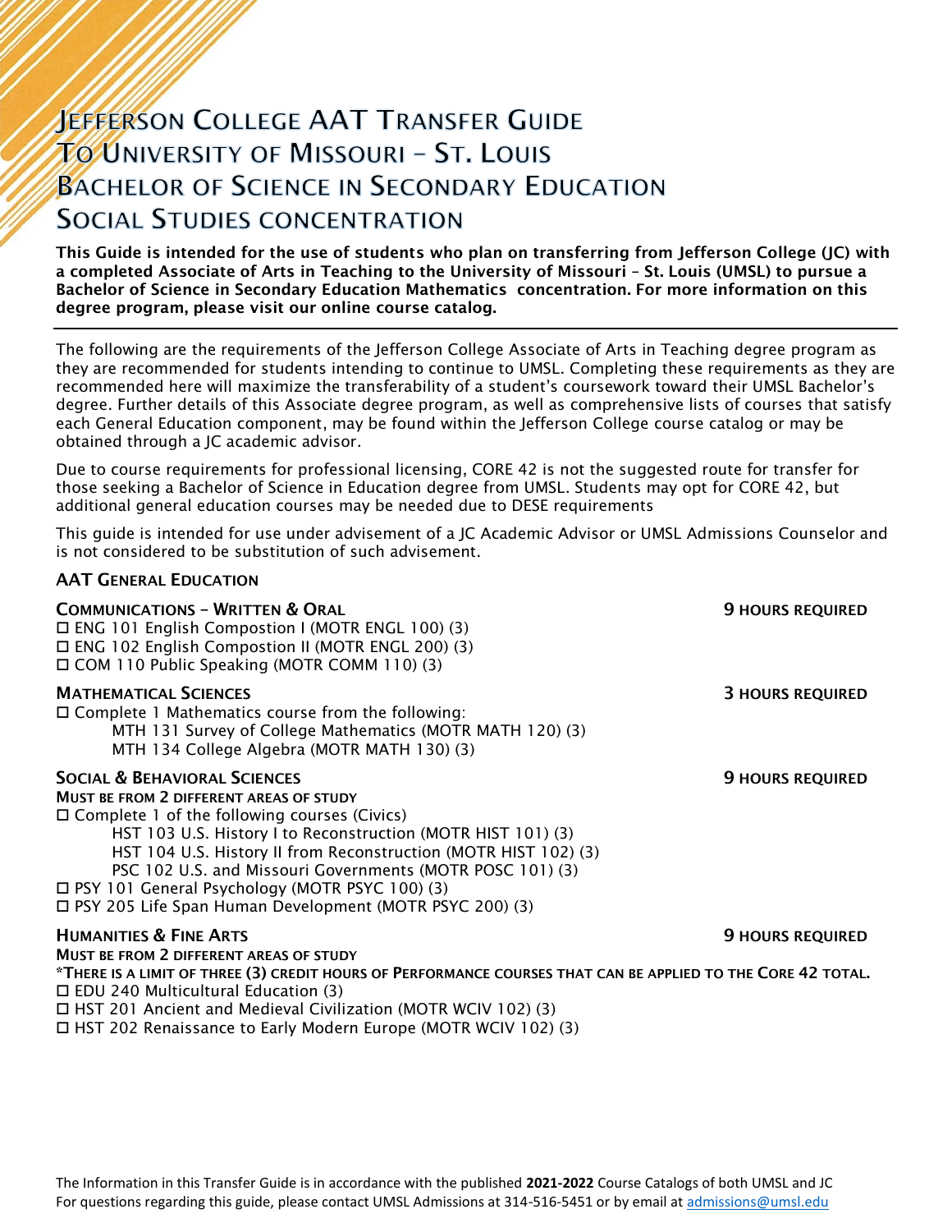# Jefferson College AAT Transfer Guide To University of Missouri – St. Louis Bachelor of Science in Secondary Education Social Studies concentration

**This Guide is intended for the use of students who plan on transferring from Jefferson College (JC) with a completed Associate of Arts in Teaching to the University of Missouri – St. Louis (UMSL) to pursue a Bachelor of Science in Secondary Education Mathematics concentration. For more information on this degree program, please visit our online course catalog.**

---

The following are the requirements of the Jefferson College Associate of Arts in Teaching degree program as they are recommended for students intending to continue to UMSL. Completing these requirements as they are recommended here will maximize the transferability of a student's coursework toward their UMSL Bachelor's degree. Further details of this Associate degree program, as well as comprehensive lists of courses that satisfy each General Education component, may be found within the Jefferson College course catalog or may be obtained through a JC academic advisor.

Due to course requirements for professional licensing, CORE 42 is not the suggested route for transfer for those seeking a Bachelor of Science in Education degree from UMSL. Students may opt for CORE 42, but additional general education courses may be needed due to DESE requirements

This guide is intended for use under advisement of a JC Academic Advisor or UMSL Admissions Counselor and is not considered to be substitution of such advisement.

## AAT General Education

### Communications – Written & Oral — 9 Hours Required

- ☐ ENG 101 English Compostion I (MOTR ENGL 100) (3)
- ☐ ENG 102 English Compostion II (MOTR ENGL 200) (3)
- ☐ COM 110 Public Speaking (MOTR COMM 110) (3)

### Mathematical Sciences — 3 Hours Required

- ☐ Complete 1 Mathematics course from the following:
  - MTH 131 Survey of College Mathematics (MOTR MATH 120) (3)
  - MTH 134 College Algebra (MOTR MATH 130) (3)

### Social & Behavioral Sciences — 9 Hours Required

**Must be from 2 different areas of study**

- ☐ Complete 1 of the following courses (Civics)
  - HST 103 U.S. History I to Reconstruction (MOTR HIST 101) (3)
  - HST 104 U.S. History II from Reconstruction (MOTR HIST 102) (3)
  - PSC 102 U.S. and Missouri Governments (MOTR POSC 101) (3)
- ☐ PSY 101 General Psychology (MOTR PSYC 100) (3)
- ☐ PSY 205 Life Span Human Development (MOTR PSYC 200) (3)

### Humanities & Fine Arts — 9 Hours Required

**Must be from 2 different areas of study**

***There is a limit of three (3) credit hours of Performance courses that can be applied to the Core 42 total.**

- ☐ EDU 240 Multicultural Education (3)
- ☐ HST 201 Ancient and Medieval Civilization (MOTR WCIV 102) (3)
- ☐ HST 202 Renaissance to Early Modern Europe (MOTR WCIV 102) (3)

The Information in this Transfer Guide is in accordance with the published **2021-2022** Course Catalogs of both UMSL and JC
For questions regarding this guide, please contact UMSL Admissions at 314-516-5451 or by email at admissions@umsl.edu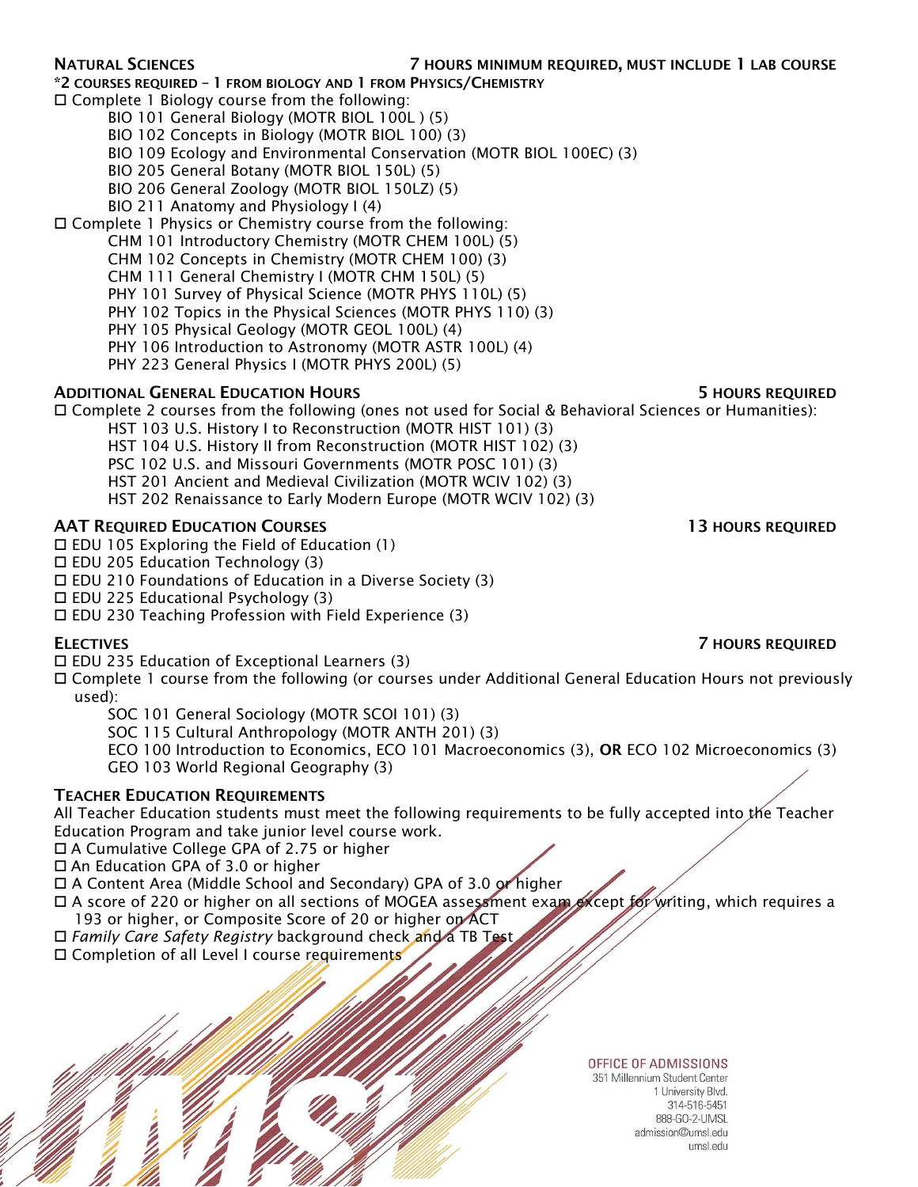## Natural Sciences — 7 hours minimum required, must include 1 lab course

***2 courses required – 1 from Biology and 1 from Physics/Chemistry**

- ☐ Complete 1 Biology course from the following:
  - BIO 101 General Biology (MOTR BIOL 100L ) (5)
  - BIO 102 Concepts in Biology (MOTR BIOL 100) (3)
  - BIO 109 Ecology and Environmental Conservation (MOTR BIOL 100EC) (3)
  - BIO 205 General Botany (MOTR BIOL 150L) (5)
  - BIO 206 General Zoology (MOTR BIOL 150LZ) (5)
  - BIO 211 Anatomy and Physiology I (4)
- ☐ Complete 1 Physics or Chemistry course from the following:
  - CHM 101 Introductory Chemistry (MOTR CHEM 100L) (5)
  - CHM 102 Concepts in Chemistry (MOTR CHEM 100) (3)
  - CHM 111 General Chemistry I (MOTR CHM 150L) (5)
  - PHY 101 Survey of Physical Science (MOTR PHYS 110L) (5)
  - PHY 102 Topics in the Physical Sciences (MOTR PHYS 110) (3)
  - PHY 105 Physical Geology (MOTR GEOL 100L) (4)
  - PHY 106 Introduction to Astronomy (MOTR ASTR 100L) (4)
  - PHY 223 General Physics I (MOTR PHYS 200L) (5)

## Additional General Education Hours — 5 hours required

- ☐ Complete 2 courses from the following (ones not used for Social & Behavioral Sciences or Humanities):
  - HST 103 U.S. History I to Reconstruction (MOTR HIST 101) (3)
  - HST 104 U.S. History II from Reconstruction (MOTR HIST 102) (3)
  - PSC 102 U.S. and Missouri Governments (MOTR POSC 101) (3)
  - HST 201 Ancient and Medieval Civilization (MOTR WCIV 102) (3)
  - HST 202 Renaissance to Early Modern Europe (MOTR WCIV 102) (3)

## AAT Required Education Courses — 13 hours required

- ☐ EDU 105 Exploring the Field of Education (1)
- ☐ EDU 205 Education Technology (3)
- ☐ EDU 210 Foundations of Education in a Diverse Society (3)
- ☐ EDU 225 Educational Psychology (3)
- ☐ EDU 230 Teaching Profession with Field Experience (3)

## Electives — 7 hours required

- ☐ EDU 235 Education of Exceptional Learners (3)
- ☐ Complete 1 course from the following (or courses under Additional General Education Hours not previously used):
  - SOC 101 General Sociology (MOTR SCOI 101) (3)
  - SOC 115 Cultural Anthropology (MOTR ANTH 201) (3)
  - ECO 100 Introduction to Economics, ECO 101 Macroeconomics (3), **OR** ECO 102 Microeconomics (3)
  - GEO 103 World Regional Geography (3)

## Teacher Education Requirements

All Teacher Education students must meet the following requirements to be fully accepted into the Teacher Education Program and take junior level course work.

- ☐ A Cumulative College GPA of 2.75 or higher
- ☐ An Education GPA of 3.0 or higher
- ☐ A Content Area (Middle School and Secondary) GPA of 3.0 or higher
- ☐ A score of 220 or higher on all sections of MOGEA assessment exam except for writing, which requires a 193 or higher, or Composite Score of 20 or higher on ACT
- ☐ *Family Care Safety Registry* background check and a TB Test
- ☐ Completion of all Level I course requirements

OFFICE OF ADMISSIONS
351 Millennium Student Center
1 University Blvd.
314-516-5451
888-GO-2-UMSL
admission@umsl.edu
umsl.edu